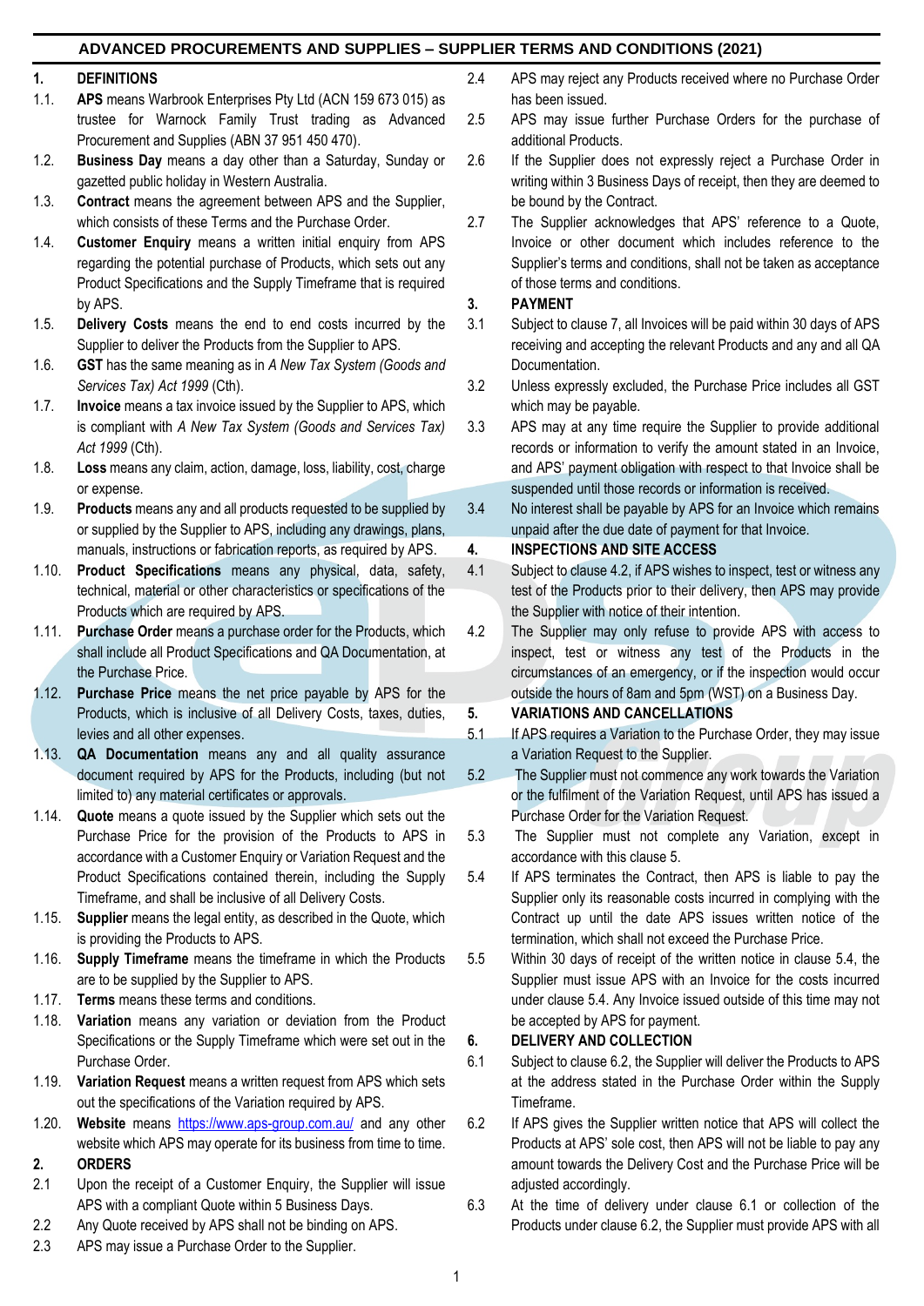# ADVANCED PROCUREMENTS AND SUPPLIES – SUPPLIER TERMS AND CONDITIONS (2021)

## 1. DEFINITIONS

1.1. **APS** means Warbrook Enterprises Pty Ltd (ACN 159 673 015) as trustee for Warnock Family Trust trading as Advanced Procurement and Supplies (ABN 37 951 450 470).

1.2. **Business Day** means a day other than a Saturday, Sunday or gazetted public holiday in Western Australia.

1.3. **Contract** means the agreement between APS and the Supplier, which consists of these Terms and the Purchase Order.

1.4. **Customer Enquiry** means a written initial enquiry from APS regarding the potential purchase of Products, which sets out any Product Specifications and the Supply Timeframe that is required by APS.

1.5. **Delivery Costs** means the end to end costs incurred by the Supplier to deliver the Products from the Supplier to APS.

1.6. **GST** has the same meaning as in *A New Tax System (Goods and Services Tax) Act 1999* (Cth).

1.7. **Invoice** means a tax invoice issued by the Supplier to APS, which is compliant with *A New Tax System (Goods and Services Tax) Act 1999* (Cth).

1.8. **Loss** means any claim, action, damage, loss, liability, cost, charge or expense.

1.9. **Products** means any and all products requested to be supplied by or supplied by the Supplier to APS, including any drawings, plans, manuals, instructions or fabrication reports, as required by APS.

1.10. **Product Specifications** means any physical, data, safety, technical, material or other characteristics or specifications of the Products which are required by APS.

1.11. **Purchase Order** means a purchase order for the Products, which shall include all Product Specifications and QA Documentation, at the Purchase Price.

1.12. **Purchase Price** means the net price payable by APS for the Products, which is inclusive of all Delivery Costs, taxes, duties, levies and all other expenses.

1.13. **QA Documentation** means any and all quality assurance document required by APS for the Products, including (but not limited to) any material certificates or approvals.

1.14. **Quote** means a quote issued by the Supplier which sets out the Purchase Price for the provision of the Products to APS in accordance with a Customer Enquiry or Variation Request and the Product Specifications contained therein, including the Supply Timeframe, and shall be inclusive of all Delivery Costs.

1.15. **Supplier** means the legal entity, as described in the Quote, which is providing the Products to APS.

1.16. **Supply Timeframe** means the timeframe in which the Products are to be supplied by the Supplier to APS.

1.17. **Terms** means these terms and conditions.

1.18. **Variation** means any variation or deviation from the Product Specifications or the Supply Timeframe which were set out in the Purchase Order.

1.19. **Variation Request** means a written request from APS which sets out the specifications of the Variation required by APS.

1.20. **Website** means https://www.aps-group.com.au/ and any other website which APS may operate for its business from time to time.

## 2. ORDERS

2.1 Upon the receipt of a Customer Enquiry, the Supplier will issue APS with a compliant Quote within 5 Business Days.

2.2 Any Quote received by APS shall not be binding on APS.

2.3 APS may issue a Purchase Order to the Supplier.

2.4 APS may reject any Products received where no Purchase Order has been issued.

2.5 APS may issue further Purchase Orders for the purchase of additional Products.

2.6 If the Supplier does not expressly reject a Purchase Order in writing within 3 Business Days of receipt, then they are deemed to be bound by the Contract.

2.7 The Supplier acknowledges that APS' reference to a Quote, Invoice or other document which includes reference to the Supplier's terms and conditions, shall not be taken as acceptance of those terms and conditions.

## 3. PAYMENT

3.1 Subject to clause 7, all Invoices will be paid within 30 days of APS receiving and accepting the relevant Products and any and all QA Documentation.

3.2 Unless expressly excluded, the Purchase Price includes all GST which may be payable.

3.3 APS may at any time require the Supplier to provide additional records or information to verify the amount stated in an Invoice, and APS' payment obligation with respect to that Invoice shall be suspended until those records or information is received.

3.4 No interest shall be payable by APS for an Invoice which remains unpaid after the due date of payment for that Invoice.

## 4. INSPECTIONS AND SITE ACCESS

4.1 Subject to clause 4.2, if APS wishes to inspect, test or witness any test of the Products prior to their delivery, then APS may provide the Supplier with notice of their intention.

4.2 The Supplier may only refuse to provide APS with access to inspect, test or witness any test of the Products in the circumstances of an emergency, or if the inspection would occur outside the hours of 8am and 5pm (WST) on a Business Day.

## 5. VARIATIONS AND CANCELLATIONS

5.1 If APS requires a Variation to the Purchase Order, they may issue a Variation Request to the Supplier.

5.2 The Supplier must not commence any work towards the Variation or the fulfilment of the Variation Request, until APS has issued a Purchase Order for the Variation Request.

5.3 The Supplier must not complete any Variation, except in accordance with this clause 5.

5.4 If APS terminates the Contract, then APS is liable to pay the Supplier only its reasonable costs incurred in complying with the Contract up until the date APS issues written notice of the termination, which shall not exceed the Purchase Price.

5.5 Within 30 days of receipt of the written notice in clause 5.4, the Supplier must issue APS with an Invoice for the costs incurred under clause 5.4. Any Invoice issued outside of this time may not be accepted by APS for payment.

## 6. DELIVERY AND COLLECTION

6.1 Subject to clause 6.2, the Supplier will deliver the Products to APS at the address stated in the Purchase Order within the Supply Timeframe.

6.2 If APS gives the Supplier written notice that APS will collect the Products at APS' sole cost, then APS will not be liable to pay any amount towards the Delivery Cost and the Purchase Price will be adjusted accordingly.

6.3 At the time of delivery under clause 6.1 or collection of the Products under clause 6.2, the Supplier must provide APS with all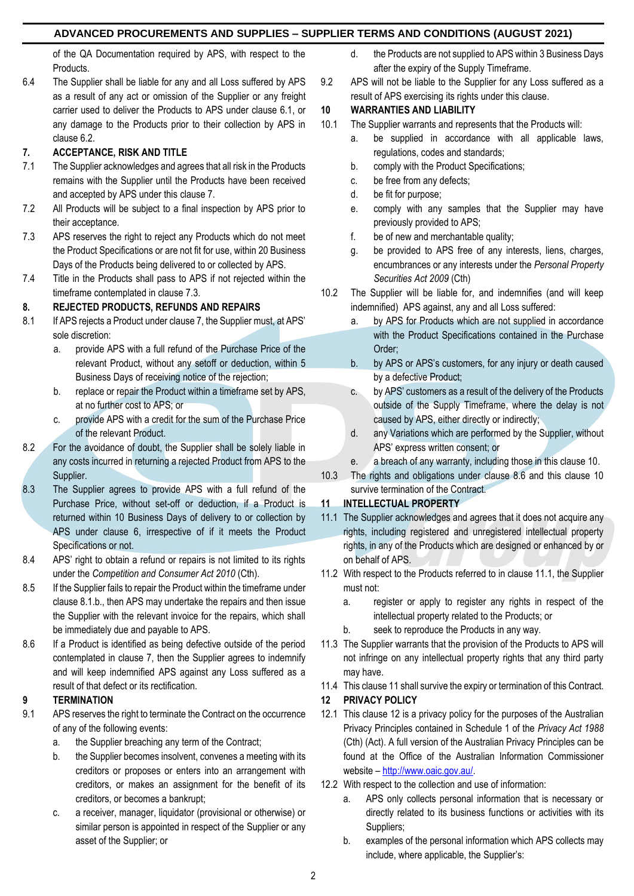of the QA Documentation required by APS, with respect to the Products.

6.4 The Supplier shall be liable for any and all Loss suffered by APS as a result of any act or omission of the Supplier or any freight carrier used to deliver the Products to APS under clause 6.1, or any damage to the Products prior to their collection by APS in clause 6.2.

## 7. ACCEPTANCE, RISK AND TITLE

7.1 The Supplier acknowledges and agrees that all risk in the Products remains with the Supplier until the Products have been received and accepted by APS under this clause 7.

7.2 All Products will be subject to a final inspection by APS prior to their acceptance.

7.3 APS reserves the right to reject any Products which do not meet the Product Specifications or are not fit for use, within 20 Business Days of the Products being delivered to or collected by APS.

7.4 Title in the Products shall pass to APS if not rejected within the timeframe contemplated in clause 7.3.

## 8. REJECTED PRODUCTS, REFUNDS AND REPAIRS

8.1 If APS rejects a Product under clause 7, the Supplier must, at APS' sole discretion:

a. provide APS with a full refund of the Purchase Price of the relevant Product, without any setoff or deduction, within 5 Business Days of receiving notice of the rejection;

b. replace or repair the Product within a timeframe set by APS, at no further cost to APS; or

c. provide APS with a credit for the sum of the Purchase Price of the relevant Product.

8.2 For the avoidance of doubt, the Supplier shall be solely liable in any costs incurred in returning a rejected Product from APS to the Supplier.

8.3 The Supplier agrees to provide APS with a full refund of the Purchase Price, without set-off or deduction, if a Product is returned within 10 Business Days of delivery to or collection by APS under clause 6, irrespective of if it meets the Product Specifications or not.

8.4 APS' right to obtain a refund or repairs is not limited to its rights under the *Competition and Consumer Act 2010* (Cth).

8.5 If the Supplier fails to repair the Product within the timeframe under clause 8.1.b., then APS may undertake the repairs and then issue the Supplier with the relevant invoice for the repairs, which shall be immediately due and payable to APS.

8.6 If a Product is identified as being defective outside of the period contemplated in clause 7, then the Supplier agrees to indemnify and will keep indemnified APS against any Loss suffered as a result of that defect or its rectification.

## 9 TERMINATION

9.1 APS reserves the right to terminate the Contract on the occurrence of any of the following events:

a. the Supplier breaching any term of the Contract;

b. the Supplier becomes insolvent, convenes a meeting with its creditors or proposes or enters into an arrangement with creditors, or makes an assignment for the benefit of its creditors, or becomes a bankrupt;

c. a receiver, manager, liquidator (provisional or otherwise) or similar person is appointed in respect of the Supplier or any asset of the Supplier; or

d. the Products are not supplied to APS within 3 Business Days after the expiry of the Supply Timeframe.

9.2 APS will not be liable to the Supplier for any Loss suffered as a result of APS exercising its rights under this clause.

## 10 WARRANTIES AND LIABILITY

10.1 The Supplier warrants and represents that the Products will:

a. be supplied in accordance with all applicable laws, regulations, codes and standards;

b. comply with the Product Specifications;

c. be free from any defects;

d. be fit for purpose;

e. comply with any samples that the Supplier may have previously provided to APS;

f. be of new and merchantable quality;

g. be provided to APS free of any interests, liens, charges, encumbrances or any interests under the *Personal Property Securities Act 2009* (Cth)

10.2 The Supplier will be liable for, and indemnifies (and will keep indemnified) APS against, any and all Loss suffered:

a. by APS for Products which are not supplied in accordance with the Product Specifications contained in the Purchase Order;

b. by APS or APS's customers, for any injury or death caused by a defective Product;

c. by APS' customers as a result of the delivery of the Products outside of the Supply Timeframe, where the delay is not caused by APS, either directly or indirectly;

d. any Variations which are performed by the Supplier, without APS' express written consent; or

e. a breach of any warranty, including those in this clause 10.

10.3 The rights and obligations under clause 8.6 and this clause 10 survive termination of the Contract.

## 11 INTELLECTUAL PROPERTY

11.1 The Supplier acknowledges and agrees that it does not acquire any rights, including registered and unregistered intellectual property rights, in any of the Products which are designed or enhanced by or on behalf of APS.

11.2 With respect to the Products referred to in clause 11.1, the Supplier must not:

a. register or apply to register any rights in respect of the intellectual property related to the Products; or

b. seek to reproduce the Products in any way.

11.3 The Supplier warrants that the provision of the Products to APS will not infringe on any intellectual property rights that any third party may have.

11.4 This clause 11 shall survive the expiry or termination of this Contract.

## 12 PRIVACY POLICY

12.1 This clause 12 is a privacy policy for the purposes of the Australian Privacy Principles contained in Schedule 1 of the *Privacy Act 1988* (Cth) (Act). A full version of the Australian Privacy Principles can be found at the Office of the Australian Information Commissioner website – http://www.oaic.gov.au/.

12.2 With respect to the collection and use of information:

a. APS only collects personal information that is necessary or directly related to its business functions or activities with its Suppliers;

b. examples of the personal information which APS collects may include, where applicable, the Supplier's: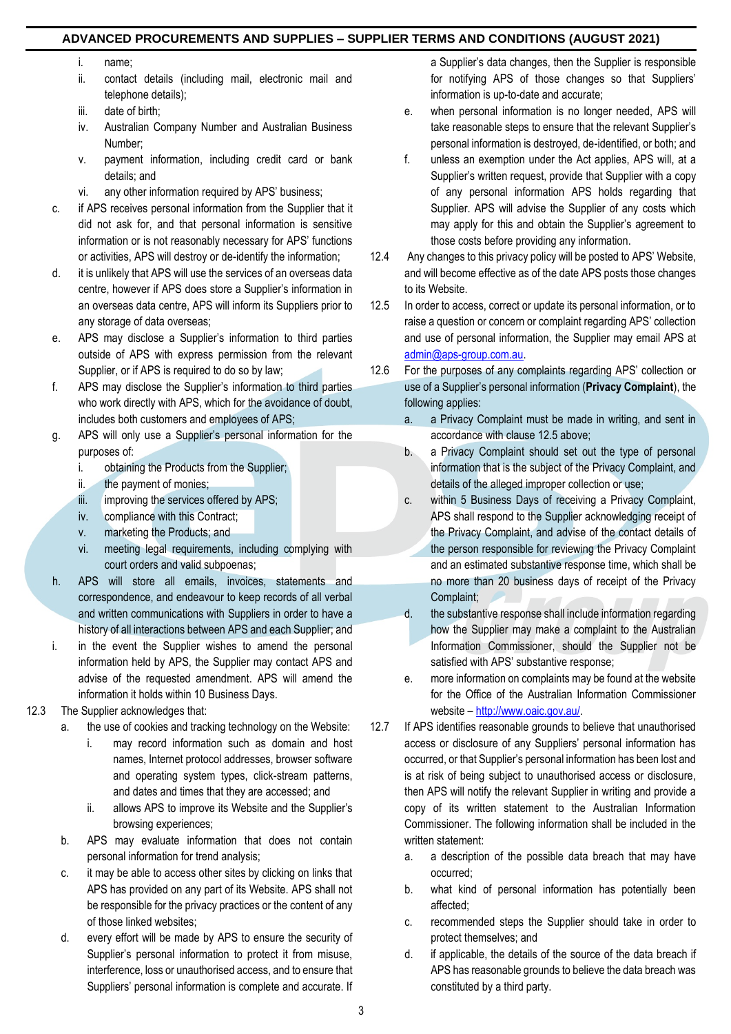i. name;
   ii. contact details (including mail, electronic mail and telephone details);
   iii. date of birth;
   iv. Australian Company Number and Australian Business Number;
   v. payment information, including credit card or bank details; and
   vi. any other information required by APS' business;

c. if APS receives personal information from the Supplier that it did not ask for, and that personal information is sensitive information or is not reasonably necessary for APS' functions or activities, APS will destroy or de-identify the information;

d. it is unlikely that APS will use the services of an overseas data centre, however if APS does store a Supplier's information in an overseas data centre, APS will inform its Suppliers prior to any storage of data overseas;

e. APS may disclose a Supplier's information to third parties outside of APS with express permission from the relevant Supplier, or if APS is required to do so by law;

f. APS may disclose the Supplier's information to third parties who work directly with APS, which for the avoidance of doubt, includes both customers and employees of APS;

g. APS will only use a Supplier's personal information for the purposes of:
   i. obtaining the Products from the Supplier;
   ii. the payment of monies;
   iii. improving the services offered by APS;
   iv. compliance with this Contract;
   v. marketing the Products; and
   vi. meeting legal requirements, including complying with court orders and valid subpoenas;

h. APS will store all emails, invoices, statements and correspondence, and endeavour to keep records of all verbal and written communications with Suppliers in order to have a history of all interactions between APS and each Supplier; and

i. in the event the Supplier wishes to amend the personal information held by APS, the Supplier may contact APS and advise of the requested amendment. APS will amend the information it holds within 10 Business Days.

12.3 The Supplier acknowledges that:

a. the use of cookies and tracking technology on the Website:
   i. may record information such as domain and host names, Internet protocol addresses, browser software and operating system types, click-stream patterns, and dates and times that they are accessed; and
   ii. allows APS to improve its Website and the Supplier's browsing experiences;

b. APS may evaluate information that does not contain personal information for trend analysis;

c. it may be able to access other sites by clicking on links that APS has provided on any part of its Website. APS shall not be responsible for the privacy practices or the content of any of those linked websites;

d. every effort will be made by APS to ensure the security of Supplier's personal information to protect it from misuse, interference, loss or unauthorised access, and to ensure that Suppliers' personal information is complete and accurate. If a Supplier's data changes, then the Supplier is responsible for notifying APS of those changes so that Suppliers' information is up-to-date and accurate;

e. when personal information is no longer needed, APS will take reasonable steps to ensure that the relevant Supplier's personal information is destroyed, de-identified, or both; and

f. unless an exemption under the Act applies, APS will, at a Supplier's written request, provide that Supplier with a copy of any personal information APS holds regarding that Supplier. APS will advise the Supplier of any costs which may apply for this and obtain the Supplier's agreement to those costs before providing any information.

12.4 Any changes to this privacy policy will be posted to APS' Website, and will become effective as of the date APS posts those changes to its Website.

12.5 In order to access, correct or update its personal information, or to raise a question or concern or complaint regarding APS' collection and use of personal information, the Supplier may email APS at admin@aps-group.com.au.

12.6 For the purposes of any complaints regarding APS' collection or use of a Supplier's personal information (**Privacy Complaint**), the following applies:

a. a Privacy Complaint must be made in writing, and sent in accordance with clause 12.5 above;

b. a Privacy Complaint should set out the type of personal information that is the subject of the Privacy Complaint, and details of the alleged improper collection or use;

c. within 5 Business Days of receiving a Privacy Complaint, APS shall respond to the Supplier acknowledging receipt of the Privacy Complaint, and advise of the contact details of the person responsible for reviewing the Privacy Complaint and an estimated substantive response time, which shall be no more than 20 business days of receipt of the Privacy Complaint;

d. the substantive response shall include information regarding how the Supplier may make a complaint to the Australian Information Commissioner, should the Supplier not be satisfied with APS' substantive response;

e. more information on complaints may be found at the website for the Office of the Australian Information Commissioner website – http://www.oaic.gov.au/.

12.7 If APS identifies reasonable grounds to believe that unauthorised access or disclosure of any Suppliers' personal information has occurred, or that Supplier's personal information has been lost and is at risk of being subject to unauthorised access or disclosure, then APS will notify the relevant Supplier in writing and provide a copy of its written statement to the Australian Information Commissioner. The following information shall be included in the written statement:

a. a description of the possible data breach that may have occurred;

b. what kind of personal information has potentially been affected;

c. recommended steps the Supplier should take in order to protect themselves; and

d. if applicable, the details of the source of the data breach if APS has reasonable grounds to believe the data breach was constituted by a third party.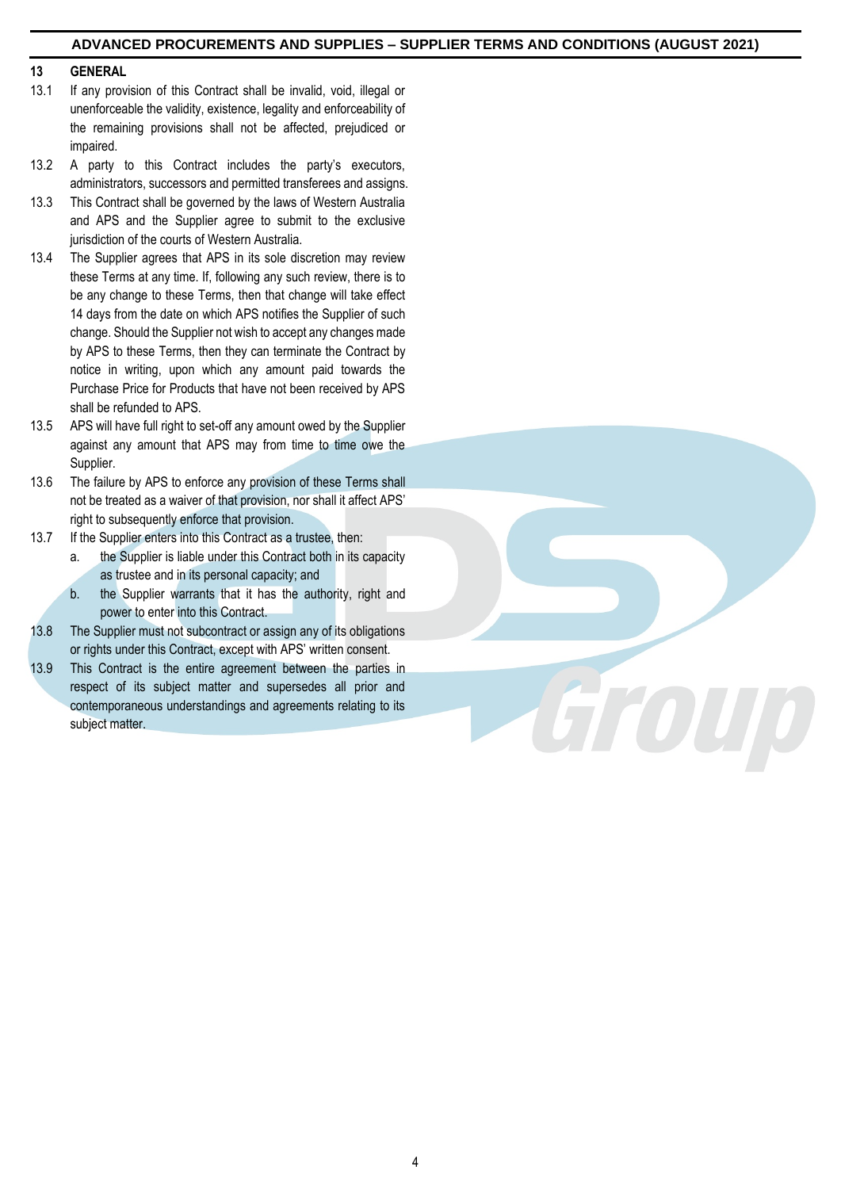## 13 GENERAL

13.1 If any provision of this Contract shall be invalid, void, illegal or unenforceable the validity, existence, legality and enforceability of the remaining provisions shall not be affected, prejudiced or impaired.

13.2 A party to this Contract includes the party's executors, administrators, successors and permitted transferees and assigns.

13.3 This Contract shall be governed by the laws of Western Australia and APS and the Supplier agree to submit to the exclusive jurisdiction of the courts of Western Australia.

13.4 The Supplier agrees that APS in its sole discretion may review these Terms at any time. If, following any such review, there is to be any change to these Terms, then that change will take effect 14 days from the date on which APS notifies the Supplier of such change. Should the Supplier not wish to accept any changes made by APS to these Terms, then they can terminate the Contract by notice in writing, upon which any amount paid towards the Purchase Price for Products that have not been received by APS shall be refunded to APS.

13.5 APS will have full right to set-off any amount owed by the Supplier against any amount that APS may from time to time owe the Supplier.

13.6 The failure by APS to enforce any provision of these Terms shall not be treated as a waiver of that provision, nor shall it affect APS' right to subsequently enforce that provision.

13.7 If the Supplier enters into this Contract as a trustee, then:

a. the Supplier is liable under this Contract both in its capacity as trustee and in its personal capacity; and

b. the Supplier warrants that it has the authority, right and power to enter into this Contract.

13.8 The Supplier must not subcontract or assign any of its obligations or rights under this Contract, except with APS' written consent.

13.9 This Contract is the entire agreement between the parties in respect of its subject matter and supersedes all prior and contemporaneous understandings and agreements relating to its subject matter.